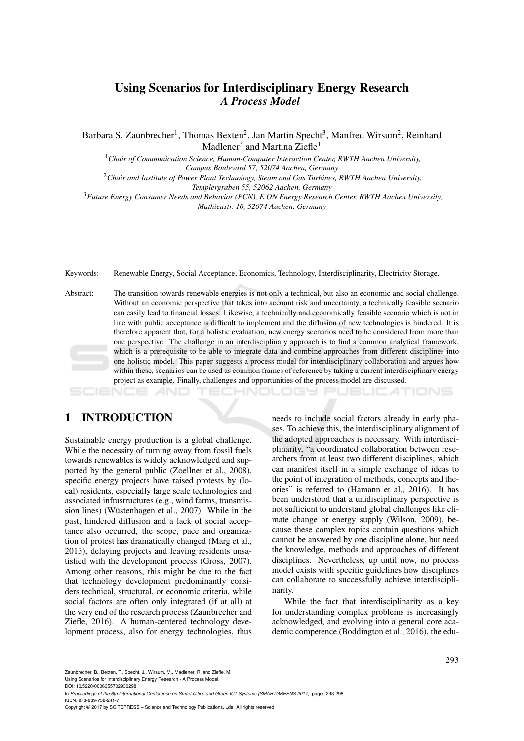# Using Scenarios for Interdisciplinary Energy Research
## *A Process Model*

Barbara S. Zaunbrecher[1], Thomas Bexten[2], Jan Martin Specht[3], Manfred Wirsum[2], Reinhard Madlener[3] and Martina Ziefle[1]

[1] *Chair of Communication Science, Human-Computer Interaction Center, RWTH Aachen University, Campus Boulevard 57, 52074 Aachen, Germany*

[2] *Chair and Institute of Power Plant Technology, Steam and Gas Turbines, RWTH Aachen University, Templergraben 55, 52062 Aachen, Germany*

[3] *Future Energy Consumer Needs and Behavior (FCN), E.ON Energy Research Center, RWTH Aachen University, Mathieustr. 10, 52074 Aachen, Germany*

Keywords: Renewable Energy, Social Acceptance, Economics, Technology, Interdisciplinarity, Electricity Storage.

Abstract: The transition towards renewable energies is not only a technical, but also an economic and social challenge. Without an economic perspective that takes into account risk and uncertainty, a technically feasible scenario can easily lead to financial losses. Likewise, a technically and economically feasible scenario which is not in line with public acceptance is difficult to implement and the diffusion of new technologies is hindered. It is therefore apparent that, for a holistic evaluation, new energy scenarios need to be considered from more than one perspective. The challenge in an interdisciplinary approach is to find a common analytical framework, which is a prerequisite to be able to integrate data and combine approaches from different disciplines into one holistic model. This paper suggests a process model for interdisciplinary collaboration and argues how within these, scenarios can be used as common frames of reference by taking a current interdisciplinary energy project as example. Finally, challenges and opportunities of the process model are discussed.

## 1 INTRODUCTION

Sustainable energy production is a global challenge. While the necessity of turning away from fossil fuels towards renewables is widely acknowledged and supported by the general public (Zoellner et al., 2008), specific energy projects have raised protests by (local) residents, especially large scale technologies and associated infrastructures (e.g., wind farms, transmission lines) (Wüstenhagen et al., 2007). While in the past, hindered diffusion and a lack of social acceptance also occurred, the scope, pace and organization of protest has dramatically changed (Marg et al., 2013), delaying projects and leaving residents unsatisfied with the development process (Gross, 2007). Among other reasons, this might be due to the fact that technology development predominantly considers technical, structural, or economic criteria, while social factors are often only integrated (if at all) at the very end of the research process (Zaunbrecher and Ziefle, 2016). A human-centered technology development process, also for energy technologies, thus needs to include social factors already in early phases. To achieve this, the interdisciplinary alignment of the adopted approaches is necessary. With interdisciplinarity, "a coordinated collaboration between researchers from at least two different disciplines, which can manifest itself in a simple exchange of ideas to the point of integration of methods, concepts and theories" is referred to (Hamann et al., 2016). It has been understood that a unidisciplinary perspective is not sufficient to understand global challenges like climate change or energy supply (Wilson, 2009), because these complex topics contain questions which cannot be answered by one discipline alone, but need the knowledge, methods and approaches of different disciplines. Nevertheless, up until now, no process model exists with specific guidelines how disciplines can collaborate to successfully achieve interdisciplinarity.

While the fact that interdisciplinarity as a key for understanding complex problems is increasingly acknowledged, and evolving into a general core academic competence (Boddington et al., 2016), the edu-

Zaunbrecher, B., Bexten, T., Specht, J., Wirsum, M., Madlener, R. and Ziefle, M.
Using Scenarios for Interdisciplinary Energy Research - A Process Model.
DOI: 10.5220/0006355702930298
In *Proceedings of the 6th International Conference on Smart Cities and Green ICT Systems (SMARTGREENS 2017)*, pages 293-298
ISBN: 978-989-758-241-7
Copyright © 2017 by SCITEPRESS – Science and Technology Publications, Lda. All rights reserved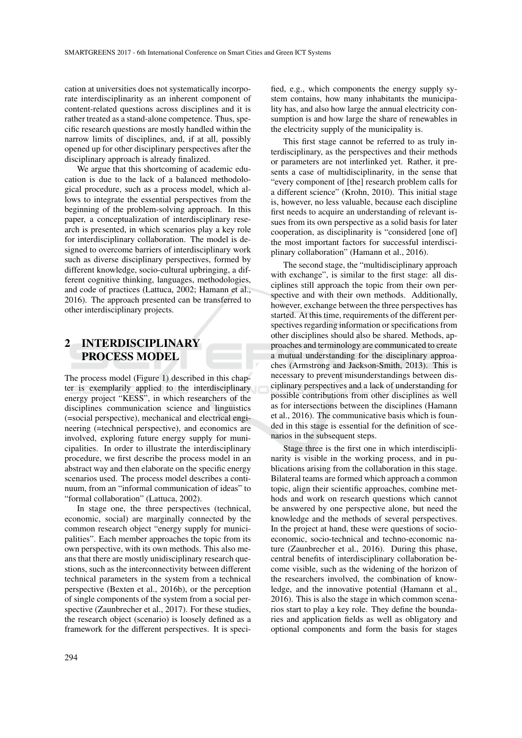cation at universities does not systematically incorporate interdisciplinarity as an inherent component of content-related questions across disciplines and it is rather treated as a stand-alone competence. Thus, specific research questions are mostly handled within the narrow limits of disciplines, and, if at all, possibly opened up for other disciplinary perspectives after the disciplinary approach is already finalized.

We argue that this shortcoming of academic education is due to the lack of a balanced methodological procedure, such as a process model, which allows to integrate the essential perspectives from the beginning of the problem-solving approach. In this paper, a conceptualization of interdisciplinary research is presented, in which scenarios play a key role for interdisciplinary collaboration. The model is designed to overcome barriers of interdisciplinary work such as diverse disciplinary perspectives, formed by different knowledge, socio-cultural upbringing, a different cognitive thinking, languages, methodologies, and code of practices (Lattuca, 2002; Hamann et al., 2016). The approach presented can be transferred to other interdisciplinary projects.

## 2 INTERDISCIPLINARY PROCESS MODEL

The process model (Figure 1) described in this chapter is exemplarily applied to the interdisciplinary energy project "KESS", in which researchers of the disciplines communication science and linguistics (=social perspective), mechanical and electrical engineering (=technical perspective), and economics are involved, exploring future energy supply for municipalities. In order to illustrate the interdisciplinary procedure, we first describe the process model in an abstract way and then elaborate on the specific energy scenarios used. The process model describes a continuum, from an "informal communication of ideas" to "formal collaboration" (Lattuca, 2002).

In stage one, the three perspectives (technical, economic, social) are marginally connected by the common research object "energy supply for municipalities". Each member approaches the topic from its own perspective, with its own methods. This also means that there are mostly unidisciplinary research questions, such as the interconnectivity between different technical parameters in the system from a technical perspective (Bexten et al., 2016b), or the perception of single components of the system from a social perspective (Zaunbrecher et al., 2017). For these studies, the research object (scenario) is loosely defined as a framework for the different perspectives. It is specified, e.g., which components the energy supply system contains, how many inhabitants the municipality has, and also how large the annual electricity consumption is and how large the share of renewables in the electricity supply of the municipality is.

This first stage cannot be referred to as truly interdisciplinary, as the perspectives and their methods or parameters are not interlinked yet. Rather, it presents a case of multidisciplinarity, in the sense that "every component of [the] research problem calls for a different science" (Krohn, 2010). This initial stage is, however, no less valuable, because each discipline first needs to acquire an understanding of relevant issues from its own perspective as a solid basis for later cooperation, as disciplinarity is "considered [one of] the most important factors for successful interdisciplinary collaboration" (Hamann et al., 2016).

The second stage, the "multidisciplinary approach with exchange", is similar to the first stage: all disciplines still approach the topic from their own perspective and with their own methods. Additionally, however, exchange between the three perspectives has started. At this time, requirements of the different perspectives regarding information or specifications from other disciplines should also be shared. Methods, approaches and terminology are communicated to create a mutual understanding for the disciplinary approaches (Armstrong and Jackson-Smith, 2013). This is necessary to prevent misunderstandings between disciplinary perspectives and a lack of understanding for possible contributions from other disciplines as well as for intersections between the disciplines (Hamann et al., 2016). The communicative basis which is founded in this stage is essential for the definition of scenarios in the subsequent steps.

Stage three is the first one in which interdisciplinarity is visible in the working process, and in publications arising from the collaboration in this stage. Bilateral teams are formed which approach a common topic, align their scientific approaches, combine methods and work on research questions which cannot be answered by one perspective alone, but need the knowledge and the methods of several perspectives. In the project at hand, these were questions of socio-economic, socio-technical and techno-economic nature (Zaunbrecher et al., 2016). During this phase, central benefits of interdisciplinary collaboration become visible, such as the widening of the horizon of the researchers involved, the combination of knowledge, and the innovative potential (Hamann et al., 2016). This is also the stage in which common scenarios start to play a key role. They define the boundaries and application fields as well as obligatory and optional components and form the basis for stages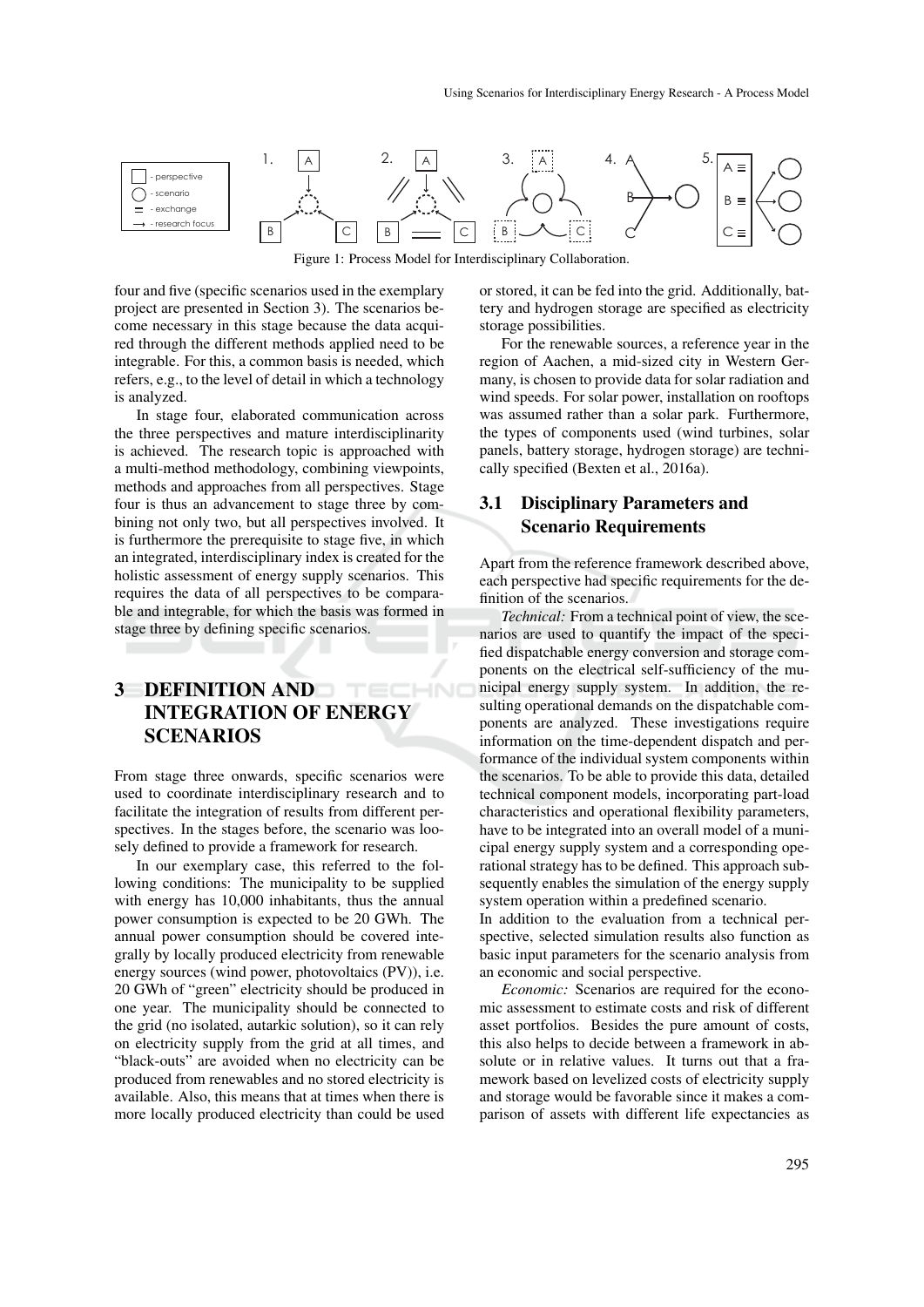Figure 1: Process Model for Interdisciplinary Collaboration.

four and five (specific scenarios used in the exemplary project are presented in Section 3). The scenarios become necessary in this stage because the data acquired through the different methods applied need to be integrable. For this, a common basis is needed, which refers, e.g., to the level of detail in which a technology is analyzed.

In stage four, elaborated communication across the three perspectives and mature interdisciplinarity is achieved. The research topic is approached with a multi-method methodology, combining viewpoints, methods and approaches from all perspectives. Stage four is thus an advancement to stage three by combining not only two, but all perspectives involved. It is furthermore the prerequisite to stage five, in which an integrated, interdisciplinary index is created for the holistic assessment of energy supply scenarios. This requires the data of all perspectives to be comparable and integrable, for which the basis was formed in stage three by defining specific scenarios.

# 3 DEFINITION AND INTEGRATION OF ENERGY SCENARIOS

From stage three onwards, specific scenarios were used to coordinate interdisciplinary research and to facilitate the integration of results from different perspectives. In the stages before, the scenario was loosely defined to provide a framework for research.

In our exemplary case, this referred to the following conditions: The municipality to be supplied with energy has 10,000 inhabitants, thus the annual power consumption is expected to be 20 GWh. The annual power consumption should be covered integrally by locally produced electricity from renewable energy sources (wind power, photovoltaics (PV)), i.e. 20 GWh of "green" electricity should be produced in one year. The municipality should be connected to the grid (no isolated, autarkic solution), so it can rely on electricity supply from the grid at all times, and "black-outs" are avoided when no electricity can be produced from renewables and no stored electricity is available. Also, this means that at times when there is more locally produced electricity than could be used or stored, it can be fed into the grid. Additionally, battery and hydrogen storage are specified as electricity storage possibilities.

For the renewable sources, a reference year in the region of Aachen, a mid-sized city in Western Germany, is chosen to provide data for solar radiation and wind speeds. For solar power, installation on rooftops was assumed rather than a solar park. Furthermore, the types of components used (wind turbines, solar panels, battery storage, hydrogen storage) are technically specified (Bexten et al., 2016a).

## 3.1 Disciplinary Parameters and Scenario Requirements

Apart from the reference framework described above, each perspective had specific requirements for the definition of the scenarios.

*Technical:* From a technical point of view, the scenarios are used to quantify the impact of the specified dispatchable energy conversion and storage components on the electrical self-sufficiency of the municipal energy supply system. In addition, the resulting operational demands on the dispatchable components are analyzed. These investigations require information on the time-dependent dispatch and performance of the individual system components within the scenarios. To be able to provide this data, detailed technical component models, incorporating part-load characteristics and operational flexibility parameters, have to be integrated into an overall model of a municipal energy supply system and a corresponding operational strategy has to be defined. This approach subsequently enables the simulation of the energy supply system operation within a predefined scenario.
In addition to the evaluation from a technical perspective, selected simulation results also function as basic input parameters for the scenario analysis from an economic and social perspective.

*Economic:* Scenarios are required for the economic assessment to estimate costs and risk of different asset portfolios. Besides the pure amount of costs, this also helps to decide between a framework in absolute or in relative values. It turns out that a framework based on levelized costs of electricity supply and storage would be favorable since it makes a comparison of assets with different life expectancies as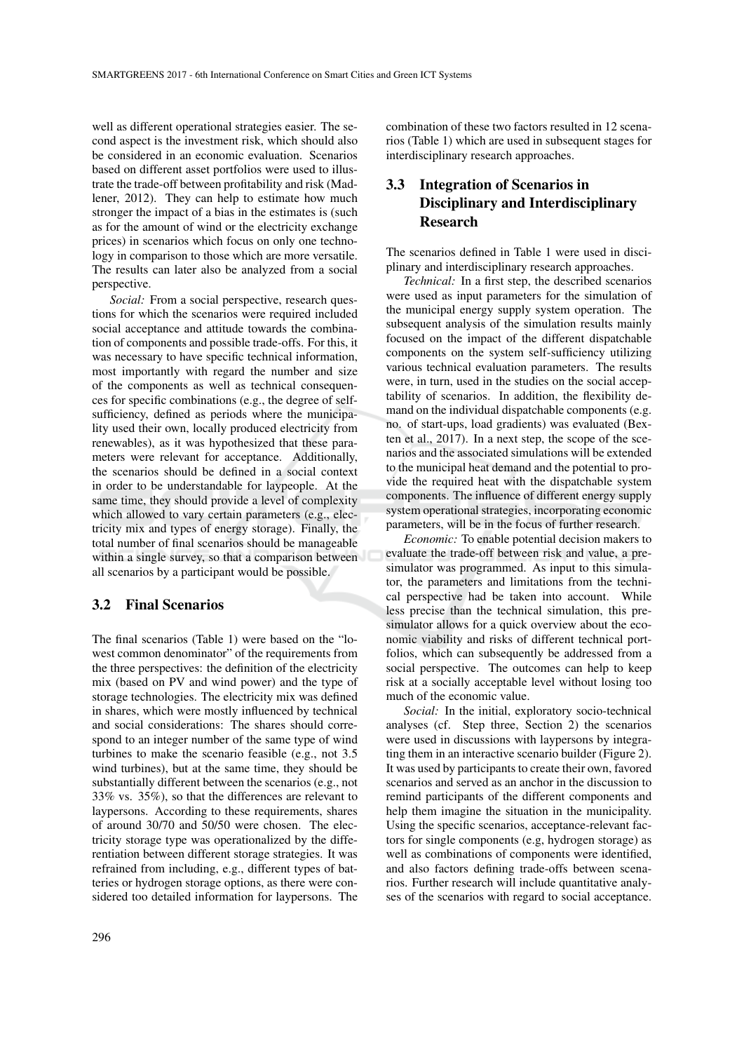well as different operational strategies easier. The second aspect is the investment risk, which should also be considered in an economic evaluation. Scenarios based on different asset portfolios were used to illustrate the trade-off between profitability and risk (Madlener, 2012). They can help to estimate how much stronger the impact of a bias in the estimates is (such as for the amount of wind or the electricity exchange prices) in scenarios which focus on only one technology in comparison to those which are more versatile. The results can later also be analyzed from a social perspective.

*Social:* From a social perspective, research questions for which the scenarios were required included social acceptance and attitude towards the combination of components and possible trade-offs. For this, it was necessary to have specific technical information, most importantly with regard the number and size of the components as well as technical consequences for specific combinations (e.g., the degree of self-sufficiency, defined as periods where the municipality used their own, locally produced electricity from renewables), as it was hypothesized that these parameters were relevant for acceptance. Additionally, the scenarios should be defined in a social context in order to be understandable for laypeople. At the same time, they should provide a level of complexity which allowed to vary certain parameters (e.g., electricity mix and types of energy storage). Finally, the total number of final scenarios should be manageable within a single survey, so that a comparison between all scenarios by a participant would be possible.

### 3.2 Final Scenarios

The final scenarios (Table 1) were based on the "lowest common denominator" of the requirements from the three perspectives: the definition of the electricity mix (based on PV and wind power) and the type of storage technologies. The electricity mix was defined in shares, which were mostly influenced by technical and social considerations: The shares should correspond to an integer number of the same type of wind turbines to make the scenario feasible (e.g., not 3.5 wind turbines), but at the same time, they should be substantially different between the scenarios (e.g., not 33% vs. 35%), so that the differences are relevant to laypersons. According to these requirements, shares of around 30/70 and 50/50 were chosen. The electricity storage type was operationalized by the differentiation between different storage strategies. It was refrained from including, e.g., different types of batteries or hydrogen storage options, as there were considered too detailed information for laypersons. The combination of these two factors resulted in 12 scenarios (Table 1) which are used in subsequent stages for interdisciplinary research approaches.

### 3.3 Integration of Scenarios in Disciplinary and Interdisciplinary Research

The scenarios defined in Table 1 were used in disciplinary and interdisciplinary research approaches.

*Technical:* In a first step, the described scenarios were used as input parameters for the simulation of the municipal energy supply system operation. The subsequent analysis of the simulation results mainly focused on the impact of the different dispatchable components on the system self-sufficiency utilizing various technical evaluation parameters. The results were, in turn, used in the studies on the social acceptability of scenarios. In addition, the flexibility demand on the individual dispatchable components (e.g. no. of start-ups, load gradients) was evaluated (Bexten et al., 2017). In a next step, the scope of the scenarios and the associated simulations will be extended to the municipal heat demand and the potential to provide the required heat with the dispatchable system components. The influence of different energy supply system operational strategies, incorporating economic parameters, will be in the focus of further research.

*Economic:* To enable potential decision makers to evaluate the trade-off between risk and value, a pre-simulator was programmed. As input to this simulator, the parameters and limitations from the technical perspective had be taken into account. While less precise than the technical simulation, this pre-simulator allows for a quick overview about the economic viability and risks of different technical portfolios, which can subsequently be addressed from a social perspective. The outcomes can help to keep risk at a socially acceptable level without losing too much of the economic value.

*Social:* In the initial, exploratory socio-technical analyses (cf. Step three, Section 2) the scenarios were used in discussions with laypersons by integrating them in an interactive scenario builder (Figure 2). It was used by participants to create their own, favored scenarios and served as an anchor in the discussion to remind participants of the different components and help them imagine the situation in the municipality. Using the specific scenarios, acceptance-relevant factors for single components (e.g, hydrogen storage) as well as combinations of components were identified, and also factors defining trade-offs between scenarios. Further research will include quantitative analyses of the scenarios with regard to social acceptance.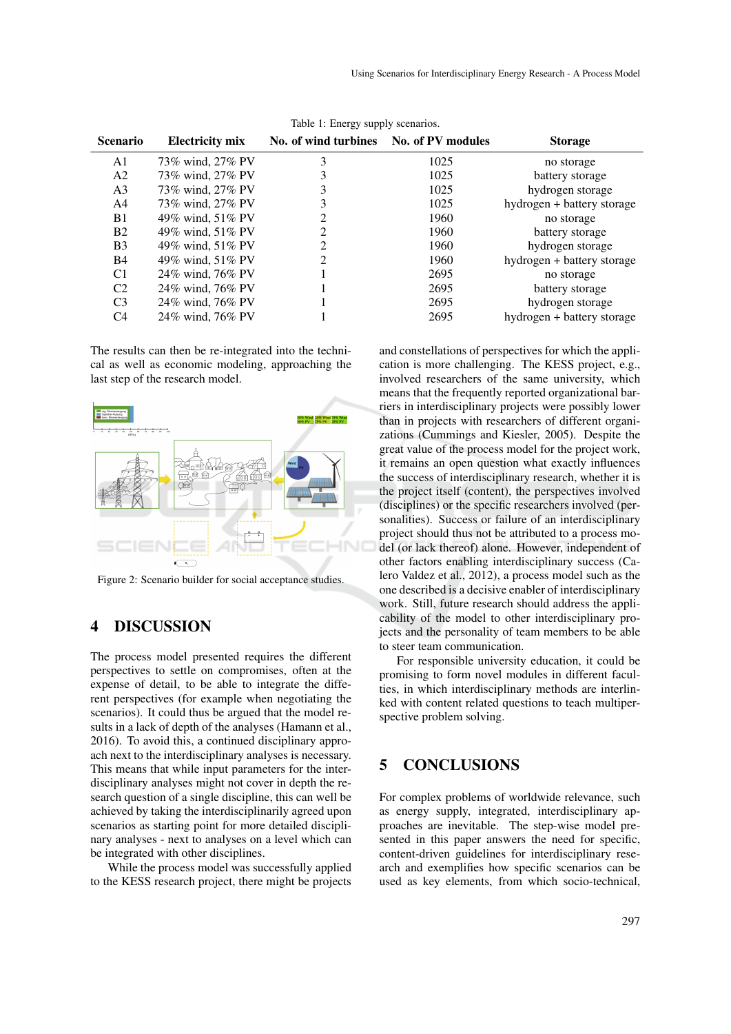Table 1: Energy supply scenarios.

| Scenario | Electricity mix | No. of wind turbines | No. of PV modules | Storage |
|---|---|---|---|---|
| A1 | 73% wind, 27% PV | 3 | 1025 | no storage |
| A2 | 73% wind, 27% PV | 3 | 1025 | battery storage |
| A3 | 73% wind, 27% PV | 3 | 1025 | hydrogen storage |
| A4 | 73% wind, 27% PV | 3 | 1025 | hydrogen + battery storage |
| B1 | 49% wind, 51% PV | 2 | 1960 | no storage |
| B2 | 49% wind, 51% PV | 2 | 1960 | battery storage |
| B3 | 49% wind, 51% PV | 2 | 1960 | hydrogen storage |
| B4 | 49% wind, 51% PV | 2 | 1960 | hydrogen + battery storage |
| C1 | 24% wind, 76% PV | 1 | 2695 | no storage |
| C2 | 24% wind, 76% PV | 1 | 2695 | battery storage |
| C3 | 24% wind, 76% PV | 1 | 2695 | hydrogen storage |
| C4 | 24% wind, 76% PV | 1 | 2695 | hydrogen + battery storage |

The results can then be re-integrated into the technical as well as economic modeling, approaching the last step of the research model.

Figure 2: Scenario builder for social acceptance studies.

## 4 DISCUSSION

The process model presented requires the different perspectives to settle on compromises, often at the expense of detail, to be able to integrate the different perspectives (for example when negotiating the scenarios). It could thus be argued that the model results in a lack of depth of the analyses (Hamann et al., 2016). To avoid this, a continued disciplinary approach next to the interdisciplinary analyses is necessary. This means that while input parameters for the interdisciplinary analyses might not cover in depth the research question of a single discipline, this can well be achieved by taking the interdisciplinarily agreed upon scenarios as starting point for more detailed disciplinary analyses - next to analyses on a level which can be integrated with other disciplines.

While the process model was successfully applied to the KESS research project, there might be projects and constellations of perspectives for which the application is more challenging. The KESS project, e.g., involved researchers of the same university, which means that the frequently reported organizational barriers in interdisciplinary projects were possibly lower than in projects with researchers of different organizations (Cummings and Kiesler, 2005). Despite the great value of the process model for the project work, it remains an open question what exactly influences the success of interdisciplinary research, whether it is the project itself (content), the perspectives involved (disciplines) or the specific researchers involved (personalities). Success or failure of an interdisciplinary project should thus not be attributed to a process model (or lack thereof) alone. However, independent of other factors enabling interdisciplinary success (Calero Valdez et al., 2012), a process model such as the one described is a decisive enabler of interdisciplinary work. Still, future research should address the applicability of the model to other interdisciplinary projects and the personality of team members to be able to steer team communication.

For responsible university education, it could be promising to form novel modules in different faculties, in which interdisciplinary methods are interlinked with content related questions to teach multiperspective problem solving.

## 5 CONCLUSIONS

For complex problems of worldwide relevance, such as energy supply, integrated, interdisciplinary approaches are inevitable. The step-wise model presented in this paper answers the need for specific, content-driven guidelines for interdisciplinary research and exemplifies how specific scenarios can be used as key elements, from which socio-technical,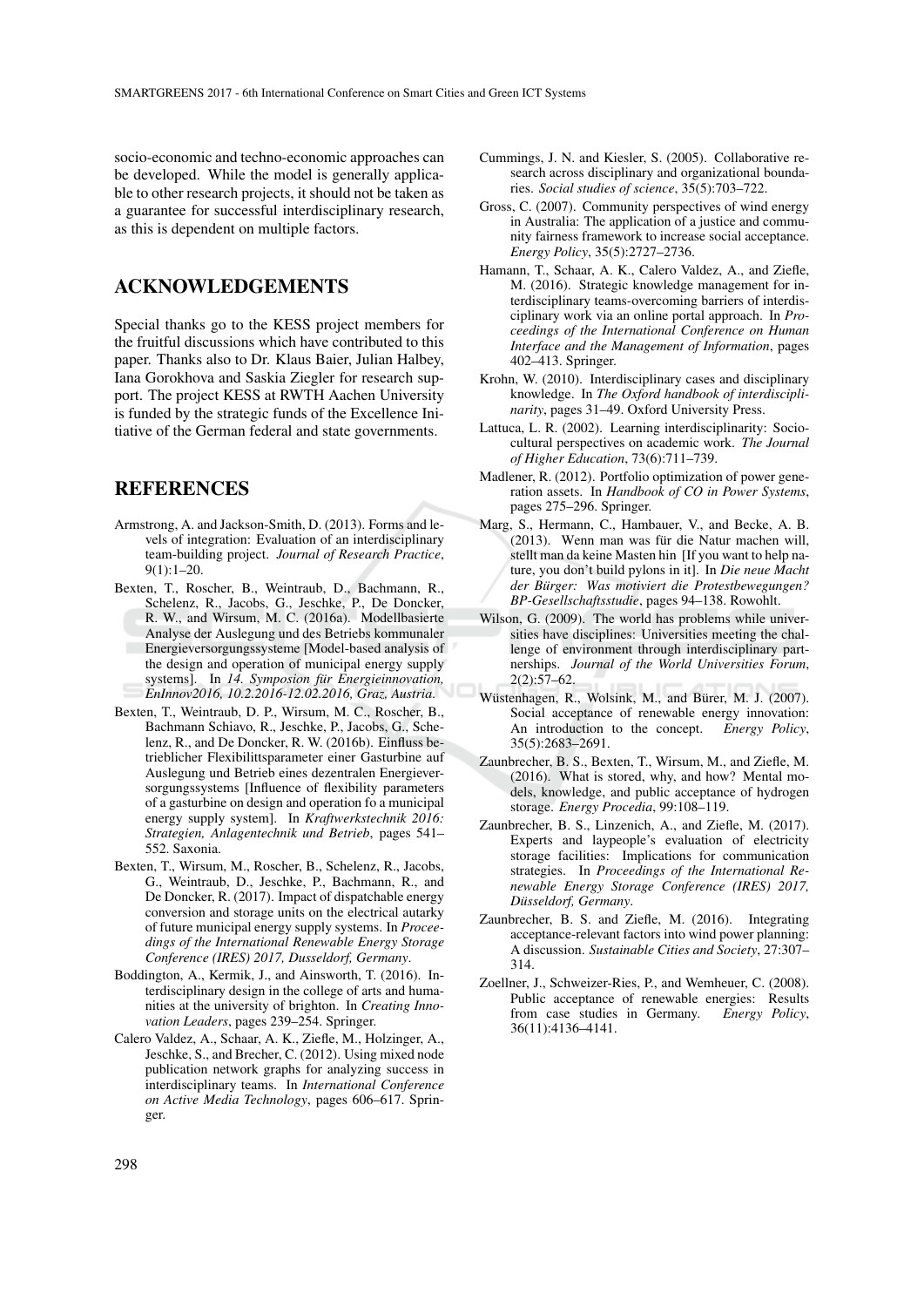socio-economic and techno-economic approaches can be developed. While the model is generally applicable to other research projects, it should not be taken as a guarantee for successful interdisciplinary research, as this is dependent on multiple factors.

## ACKNOWLEDGEMENTS

Special thanks go to the KESS project members for the fruitful discussions which have contributed to this paper. Thanks also to Dr. Klaus Baier, Julian Halbey, Iana Gorokhova and Saskia Ziegler for research support. The project KESS at RWTH Aachen University is funded by the strategic funds of the Excellence Initiative of the German federal and state governments.

## REFERENCES

Armstrong, A. and Jackson-Smith, D. (2013). Forms and levels of integration: Evaluation of an interdisciplinary team-building project. *Journal of Research Practice*, 9(1):1–20.

Bexten, T., Roscher, B., Weintraub, D., Bachmann, R., Schelenz, R., Jacobs, G., Jeschke, P., De Doncker, R. W., and Wirsum, M. C. (2016a). Modellbasierte Analyse der Auslegung und des Betriebs kommunaler Energieversorgungssysteme [Model-based analysis of the design and operation of municipal energy supply systems]. In *14. Symposion für Energieinnovation, EnInnov2016, 10.2.2016-12.02.2016, Graz, Austria*.

Bexten, T., Weintraub, D. P., Wirsum, M. C., Roscher, B., Bachmann Schiavo, R., Jeschke, P., Jacobs, G., Schelenz, R., and De Doncker, R. W. (2016b). Einfluss betrieblicher Flexibilittsparameter einer Gasturbine auf Auslegung und Betrieb eines dezentralen Energieversorgungssystems [Influence of flexibility parameters of a gasturbine on design and operation fo a municipal energy supply system]. In *Kraftwerkstechnik 2016: Strategien, Anlagentechnik und Betrieb*, pages 541–552. Saxonia.

Bexten, T., Wirsum, M., Roscher, B., Schelenz, R., Jacobs, G., Weintraub, D., Jeschke, P., Bachmann, R., and De Doncker, R. (2017). Impact of dispatchable energy conversion and storage units on the electrical autarky of future municipal energy supply systems. In *Proceedings of the International Renewable Energy Storage Conference (IRES) 2017, Dusseldorf, Germany*.

Boddington, A., Kermik, J., and Ainsworth, T. (2016). Interdisciplinary design in the college of arts and humanities at the university of brighton. In *Creating Innovation Leaders*, pages 239–254. Springer.

Calero Valdez, A., Schaar, A. K., Ziefle, M., Holzinger, A., Jeschke, S., and Brecher, C. (2012). Using mixed node publication network graphs for analyzing success in interdisciplinary teams. In *International Conference on Active Media Technology*, pages 606–617. Springer.

Cummings, J. N. and Kiesler, S. (2005). Collaborative research across disciplinary and organizational boundaries. *Social studies of science*, 35(5):703–722.

Gross, C. (2007). Community perspectives of wind energy in Australia: The application of a justice and community fairness framework to increase social acceptance. *Energy Policy*, 35(5):2727–2736.

Hamann, T., Schaar, A. K., Calero Valdez, A., and Ziefle, M. (2016). Strategic knowledge management for interdisciplinary teams-overcoming barriers of interdisciplinary work via an online portal approach. In *Proceedings of the International Conference on Human Interface and the Management of Information*, pages 402–413. Springer.

Krohn, W. (2010). Interdisciplinary cases and disciplinary knowledge. In *The Oxford handbook of interdisciplinarity*, pages 31–49. Oxford University Press.

Lattuca, L. R. (2002). Learning interdisciplinarity: Sociocultural perspectives on academic work. *The Journal of Higher Education*, 73(6):711–739.

Madlener, R. (2012). Portfolio optimization of power generation assets. In *Handbook of CO in Power Systems*, pages 275–296. Springer.

Marg, S., Hermann, C., Hambauer, V., and Becke, A. B. (2013). Wenn man was für die Natur machen will, stellt man da keine Masten hin [If you want to help nature, you don't build pylons in it]. In *Die neue Macht der Bürger: Was motiviert die Protestbewegungen? BP-Gesellschaftsstudie*, pages 94–138. Rowohlt.

Wilson, G. (2009). The world has problems while universities have disciplines: Universities meeting the challenge of environment through interdisciplinary partnerships. *Journal of the World Universities Forum*, 2(2):57–62.

Wüstenhagen, R., Wolsink, M., and Bürer, M. J. (2007). Social acceptance of renewable energy innovation: An introduction to the concept. *Energy Policy*, 35(5):2683–2691.

Zaunbrecher, B. S., Bexten, T., Wirsum, M., and Ziefle, M. (2016). What is stored, why, and how? Mental models, knowledge, and public acceptance of hydrogen storage. *Energy Procedia*, 99:108–119.

Zaunbrecher, B. S., Linzenich, A., and Ziefle, M. (2017). Experts and laypeople's evaluation of electricity storage facilities: Implications for communication strategies. In *Proceedings of the International Renewable Energy Storage Conference (IRES) 2017, Düsseldorf, Germany*.

Zaunbrecher, B. S. and Ziefle, M. (2016). Integrating acceptance-relevant factors into wind power planning: A discussion. *Sustainable Cities and Society*, 27:307–314.

Zoellner, J., Schweizer-Ries, P., and Wemheuer, C. (2008). Public acceptance of renewable energies: Results from case studies in Germany. *Energy Policy*, 36(11):4136–4141.